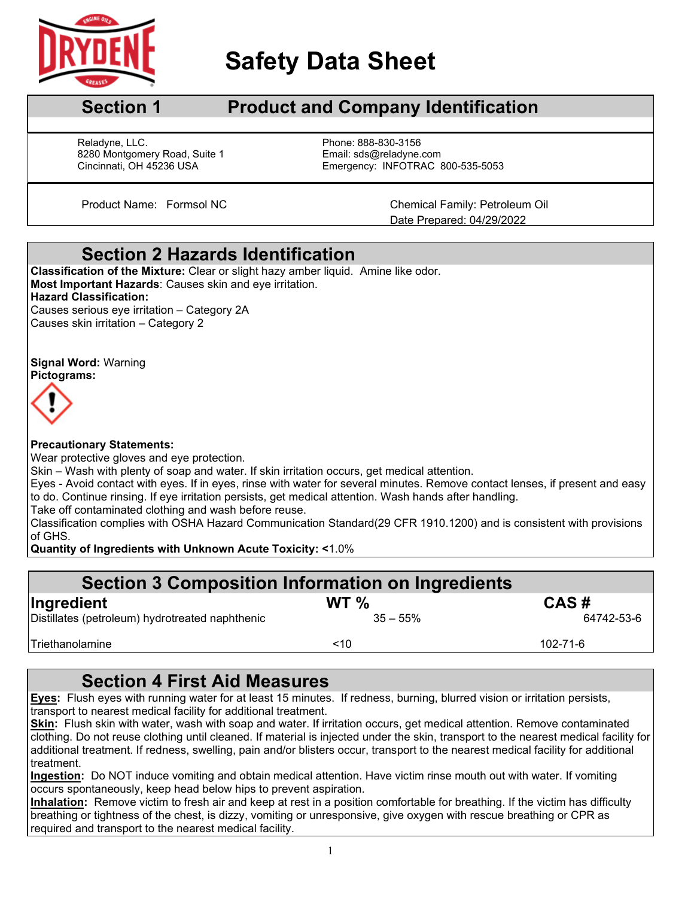# Safety Data Sheet

## Section 1 Product and Company Identification

Reladyne, LLC.
8280 Montgomery Road, Suite 1
Cincinnati, OH 45236 USA

Phone: 888-830-3156
Email: sds@reladyne.com
Emergency: INFOTRAC 800-535-5053

Product Name: Formsol NC

Chemical Family: Petroleum Oil
Date Prepared: 04/29/2022

## Section 2 Hazards Identification

**Classification of the Mixture:** Clear or slight hazy amber liquid. Amine like odor.
**Most Important Hazards**: Causes skin and eye irritation.
**Hazard Classification:**
Causes serious eye irritation – Category 2A
Causes skin irritation – Category 2

**Signal Word:** Warning
**Pictograms:**

**Precautionary Statements:**
Wear protective gloves and eye protection.
Skin – Wash with plenty of soap and water. If skin irritation occurs, get medical attention.
Eyes - Avoid contact with eyes. If in eyes, rinse with water for several minutes. Remove contact lenses, if present and easy to do. Continue rinsing. If eye irritation persists, get medical attention. Wash hands after handling.
Take off contaminated clothing and wash before reuse.
Classification complies with OSHA Hazard Communication Standard(29 CFR 1910.1200) and is consistent with provisions of GHS.
**Quantity of Ingredients with Unknown Acute Toxicity:** <1.0%

## Section 3 Composition Information on Ingredients

| Ingredient | WT % | CAS # |
|---|---|---|
| Distillates (petroleum) hydrotreated naphthenic | 35 – 55% | 64742-53-6 |
| Triethanolamine | <10 | 102-71-6 |

## Section 4 First Aid Measures

**Eyes:** Flush eyes with running water for at least 15 minutes. If redness, burning, blurred vision or irritation persists, transport to nearest medical facility for additional treatment.
**Skin:** Flush skin with water, wash with soap and water. If irritation occurs, get medical attention. Remove contaminated clothing. Do not reuse clothing until cleaned. If material is injected under the skin, transport to the nearest medical facility for additional treatment. If redness, swelling, pain and/or blisters occur, transport to the nearest medical facility for additional treatment.
**Ingestion:** Do NOT induce vomiting and obtain medical attention. Have victim rinse mouth out with water. If vomiting occurs spontaneously, keep head below hips to prevent aspiration.
**Inhalation:** Remove victim to fresh air and keep at rest in a position comfortable for breathing. If the victim has difficulty breathing or tightness of the chest, is dizzy, vomiting or unresponsive, give oxygen with rescue breathing or CPR as required and transport to the nearest medical facility.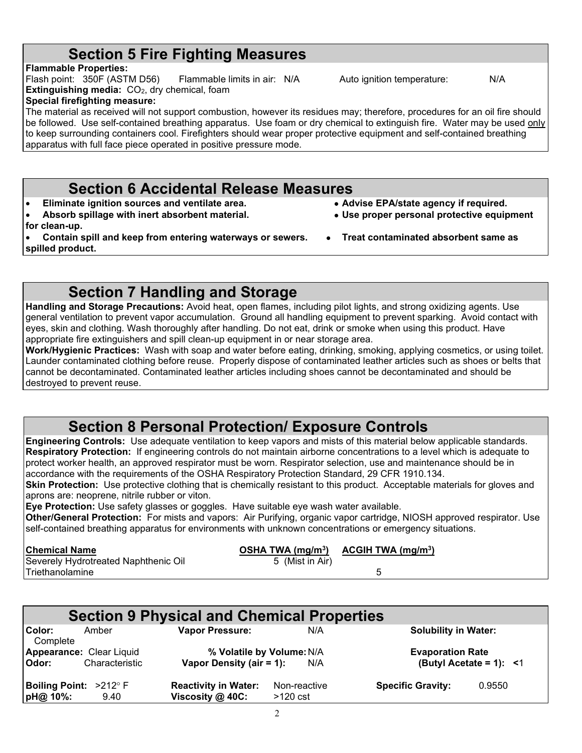## Section 5 Fire Fighting Measures

**Flammable Properties:**

Flash point: 350F (ASTM D56) Flammable limits in air: N/A Auto ignition temperature: N/A

**Extinguishing media:** $CO_2$, dry chemical, foam

**Special firefighting measure:**

The material as received will not support combustion, however its residues may; therefore, procedures for an oil fire should be followed. Use self-contained breathing apparatus. Use foam or dry chemical to extinguish fire. Water may be used only to keep surrounding containers cool. Firefighters should wear proper protective equipment and self-contained breathing apparatus with full face piece operated in positive pressure mode.

## Section 6 Accidental Release Measures

- **Eliminate ignition sources and ventilate area.**
- **Absorb spillage with inert absorbent material.**
- **Contain spill and keep from entering waterways or sewers.**
- **Advise EPA/state agency if required.**
- **Use proper personal protective equipment for clean-up.**
- **Treat contaminated absorbent same as spilled product.**

## Section 7 Handling and Storage

**Handling and Storage Precautions:** Avoid heat, open flames, including pilot lights, and strong oxidizing agents. Use general ventilation to prevent vapor accumulation. Ground all handling equipment to prevent sparking. Avoid contact with eyes, skin and clothing. Wash thoroughly after handling. Do not eat, drink or smoke when using this product. Have appropriate fire extinguishers and spill clean-up equipment in or near storage area.

**Work/Hygienic Practices:** Wash with soap and water before eating, drinking, smoking, applying cosmetics, or using toilet. Launder contaminated clothing before reuse. Properly dispose of contaminated leather articles such as shoes or belts that cannot be decontaminated. Contaminated leather articles including shoes cannot be decontaminated and should be destroyed to prevent reuse.

## Section 8 Personal Protection/ Exposure Controls

**Engineering Controls:** Use adequate ventilation to keep vapors and mists of this material below applicable standards.

**Respiratory Protection:** If engineering controls do not maintain airborne concentrations to a level which is adequate to protect worker health, an approved respirator must be worn. Respirator selection, use and maintenance should be in accordance with the requirements of the OSHA Respiratory Protection Standard, 29 CFR 1910.134.

**Skin Protection:** Use protective clothing that is chemically resistant to this product. Acceptable materials for gloves and aprons are: neoprene, nitrile rubber or viton.

**Eye Protection:** Use safety glasses or goggles. Have suitable eye wash water available.

**Other/General Protection:** For mists and vapors: Air Purifying, organic vapor cartridge, NIOSH approved respirator. Use self-contained breathing apparatus for environments with unknown concentrations or emergency situations.

| Chemical Name | OSHA TWA ($mg/m^3$) | ACGIH TWA ($mg/m^3$) |
|---|---|---|
| Severely Hydrotreated Naphthenic Oil | 5 (Mist in Air) | |
| Triethanolamine | | 5 |

## Section 9 Physical and Chemical Properties

| | | | | | |
|---|---|---|---|---|---|
| **Color:** | Amber | **Vapor Pressure:** | N/A | **Solubility in Water:** | Complete |
| **Appearance:** | Clear Liquid | **% Volatile by Volume:** | N/A | **Evaporation Rate (Butyl Acetate = 1):** | <1 |
| **Odor:** | Characteristic | **Vapor Density (air = 1):** | N/A | | |
| **Boiling Point:** | >212° F | **Reactivity in Water:** | Non-reactive | **Specific Gravity:** | 0.9550 |
| **pH@ 10%:** | 9.40 | **Viscosity @ 40C:** | >120 cst | | |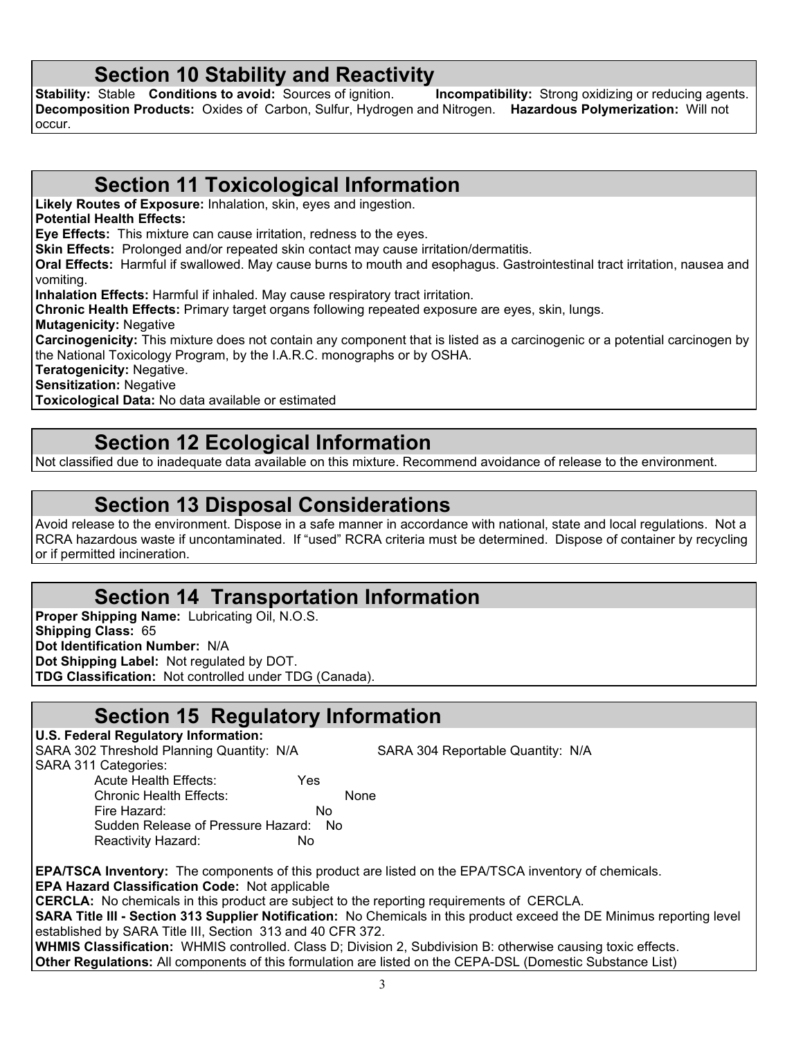## Section 10 Stability and Reactivity

**Stability:** Stable **Conditions to avoid:** Sources of ignition. **Incompatibility:** Strong oxidizing or reducing agents. **Decomposition Products:** Oxides of Carbon, Sulfur, Hydrogen and Nitrogen. **Hazardous Polymerization:** Will not occur.

## Section 11 Toxicological Information

**Likely Routes of Exposure:** Inhalation, skin, eyes and ingestion.

**Potential Health Effects:**

**Eye Effects:** This mixture can cause irritation, redness to the eyes.

**Skin Effects:** Prolonged and/or repeated skin contact may cause irritation/dermatitis.

**Oral Effects:** Harmful if swallowed. May cause burns to mouth and esophagus. Gastrointestinal tract irritation, nausea and vomiting.

**Inhalation Effects:** Harmful if inhaled. May cause respiratory tract irritation.

**Chronic Health Effects:** Primary target organs following repeated exposure are eyes, skin, lungs.

**Mutagenicity:** Negative

**Carcinogenicity:** This mixture does not contain any component that is listed as a carcinogenic or a potential carcinogen by the National Toxicology Program, by the I.A.R.C. monographs or by OSHA.

**Teratogenicity:** Negative.

**Sensitization:** Negative

**Toxicological Data:** No data available or estimated

## Section 12 Ecological Information

Not classified due to inadequate data available on this mixture. Recommend avoidance of release to the environment.

## Section 13 Disposal Considerations

Avoid release to the environment. Dispose in a safe manner in accordance with national, state and local regulations. Not a RCRA hazardous waste if uncontaminated. If "used" RCRA criteria must be determined. Dispose of container by recycling or if permitted incineration.

## Section 14 Transportation Information

**Proper Shipping Name:** Lubricating Oil, N.O.S.

**Shipping Class:** 65

**Dot Identification Number:** N/A

**Dot Shipping Label:** Not regulated by DOT.

**TDG Classification:** Not controlled under TDG (Canada).

## Section 15 Regulatory Information

**U.S. Federal Regulatory Information:**

SARA 302 Threshold Planning Quantity: N/A SARA 304 Reportable Quantity: N/A

SARA 311 Categories:

- Acute Health Effects: Yes
- Chronic Health Effects: None
- Fire Hazard: No
- Sudden Release of Pressure Hazard: No
- Reactivity Hazard: No

**EPA/TSCA Inventory:** The components of this product are listed on the EPA/TSCA inventory of chemicals.

**EPA Hazard Classification Code:** Not applicable

**CERCLA:** No chemicals in this product are subject to the reporting requirements of CERCLA.

**SARA Title III - Section 313 Supplier Notification:** No Chemicals in this product exceed the DE Minimus reporting level established by SARA Title III, Section 313 and 40 CFR 372.

**WHMIS Classification:** WHMIS controlled. Class D; Division 2, Subdivision B: otherwise causing toxic effects.

**Other Regulations:** All components of this formulation are listed on the CEPA-DSL (Domestic Substance List)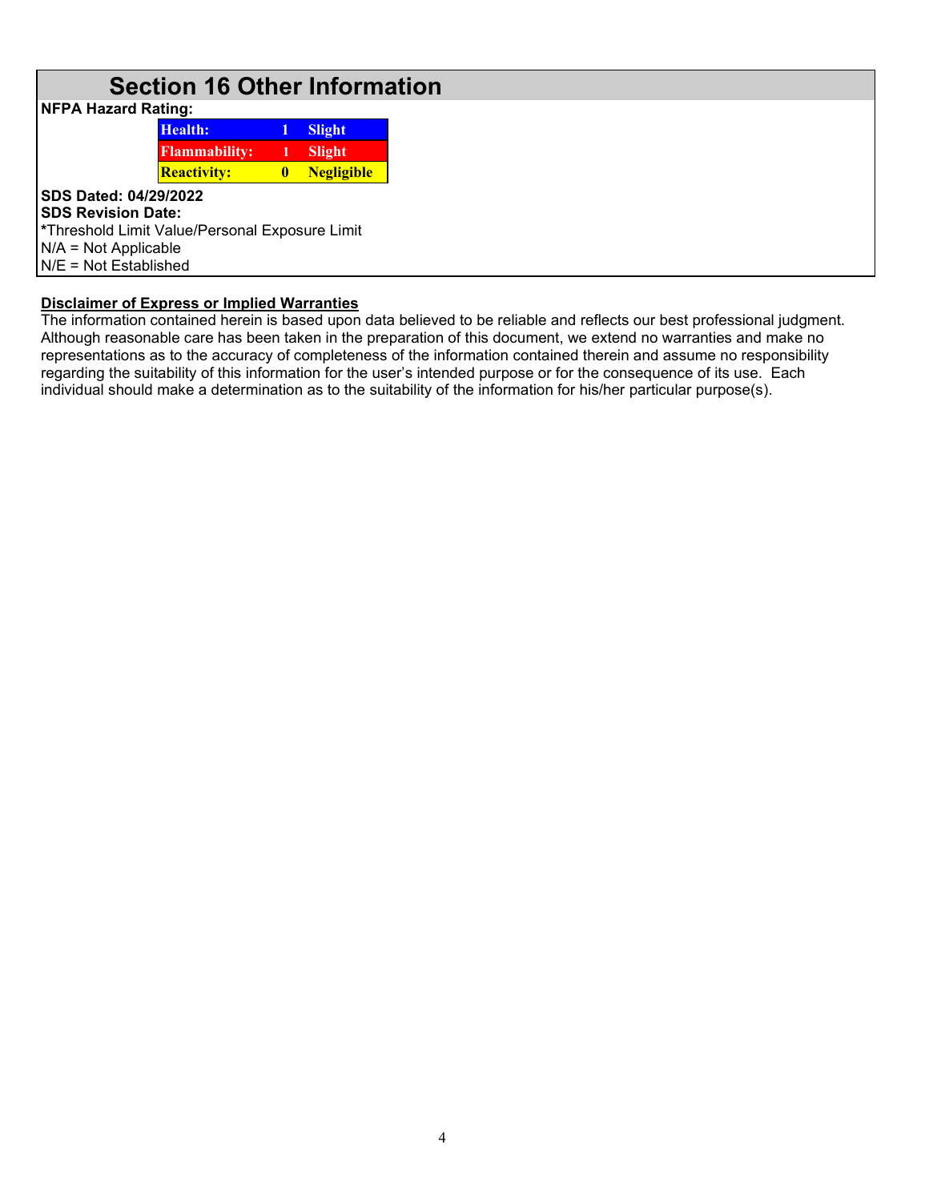# Section 16 Other Information

**NFPA Hazard Rating:**

| | | |
|---|---|---|
| **Health:** | **1** | **Slight** |
| **Flammability:** | **1** | **Slight** |
| **Reactivity:** | **0** | **Negligible** |

**SDS Dated: 04/29/2022**
**SDS Revision Date:**
*Threshold Limit Value/Personal Exposure Limit
N/A = Not Applicable
N/E = Not Established

**Disclaimer of Express or Implied Warranties**

The information contained herein is based upon data believed to be reliable and reflects our best professional judgment. Although reasonable care has been taken in the preparation of this document, we extend no warranties and make no representations as to the accuracy of completeness of the information contained therein and assume no responsibility regarding the suitability of this information for the user's intended purpose or for the consequence of its use. Each individual should make a determination as to the suitability of the information for his/her particular purpose(s).